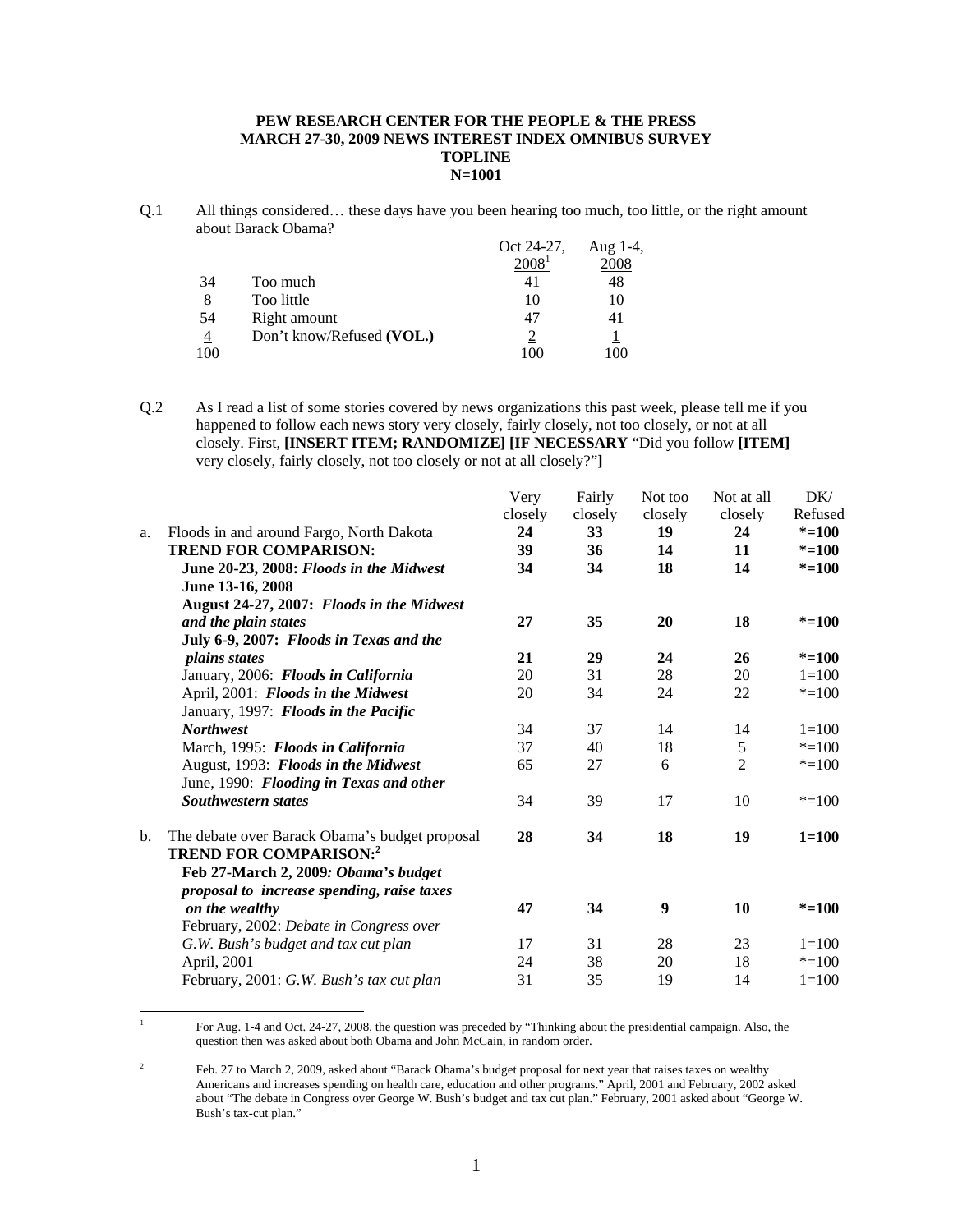**PEW RESEARCH CENTER FOR THE PEOPLE & THE PRESS**
**MARCH 27-30, 2009 NEWS INTEREST INDEX OMNIBUS SURVEY**
**TOPLINE**
**N=1001**

Q.1 All things considered… these days have you been hearing too much, too little, or the right amount about Barack Obama?

| | | Oct 24-27, 2008[1] | Aug 1-4, 2008 |
|---|---|---|---|
| 34 | Too much | 41 | 48 |
| 8 | Too little | 10 | 10 |
| 54 | Right amount | 47 | 41 |
| 4 | Don't know/Refused **(VOL.)** | 2 | 1 |
| 100 | | 100 | 100 |

Q.2 As I read a list of some stories covered by news organizations this past week, please tell me if you happened to follow each news story very closely, fairly closely, not too closely, or not at all closely. First, **[INSERT ITEM; RANDOMIZE] [IF NECESSARY** "Did you follow **[ITEM]** very closely, fairly closely, not too closely or not at all closely?"**]**

| | Very closely | Fairly closely | Not too closely | Not at all closely | DK/ Refused |
|---|---|---|---|---|---|
| a. Floods in and around Fargo, North Dakota | **24** | **33** | **19** | **24** | **\*=100** |
| **TREND FOR COMPARISON:** | **39** | **36** | **14** | **11** | **\*=100** |
| **June 20-23, 2008: *Floods in the Midwest*** | **34** | **34** | **18** | **14** | **\*=100** |
| **June 13-16, 2008** | | | | | |
| **August 24-27, 2007: *Floods in the Midwest and the plain states*** | **27** | **35** | **20** | **18** | **\*=100** |
| **July 6-9, 2007: *Floods in Texas and the plains states*** | **21** | **29** | **24** | **26** | **\*=100** |
| January, 2006: ***Floods in California*** | 20 | 31 | 28 | 20 | 1=100 |
| April, 2001: ***Floods in the Midwest*** | 20 | 34 | 24 | 22 | \*=100 |
| January, 1997: ***Floods in the Pacific Northwest*** | 34 | 37 | 14 | 14 | 1=100 |
| March, 1995: ***Floods in California*** | 37 | 40 | 18 | 5 | \*=100 |
| August, 1993: ***Floods in the Midwest*** | 65 | 27 | 6 | 2 | \*=100 |
| June, 1990: ***Flooding in Texas and other Southwestern states*** | 34 | 39 | 17 | 10 | \*=100 |
| b. The debate over Barack Obama's budget proposal | **28** | **34** | **18** | **19** | **1=100** |
| **TREND FOR COMPARISON:**[2] | | | | | |
| **Feb 27-March 2, 2009*: Obama's budget proposal to increase spending, raise taxes on the wealthy*** | **47** | **34** | **9** | **10** | **\*=100** |
| February, 2002: *Debate in Congress over G.W. Bush's budget and tax cut plan* | 17 | 31 | 28 | 23 | 1=100 |
| April, 2001 | 24 | 38 | 20 | 18 | \*=100 |
| February, 2001: *G.W. Bush's tax cut plan* | 31 | 35 | 19 | 14 | 1=100 |

[1] For Aug. 1-4 and Oct. 24-27, 2008, the question was preceded by "Thinking about the presidential campaign. Also, the question then was asked about both Obama and John McCain, in random order.

[2] Feb. 27 to March 2, 2009, asked about "Barack Obama's budget proposal for next year that raises taxes on wealthy Americans and increases spending on health care, education and other programs." April, 2001 and February, 2002 asked about "The debate in Congress over George W. Bush's budget and tax cut plan." February, 2001 asked about "George W. Bush's tax-cut plan."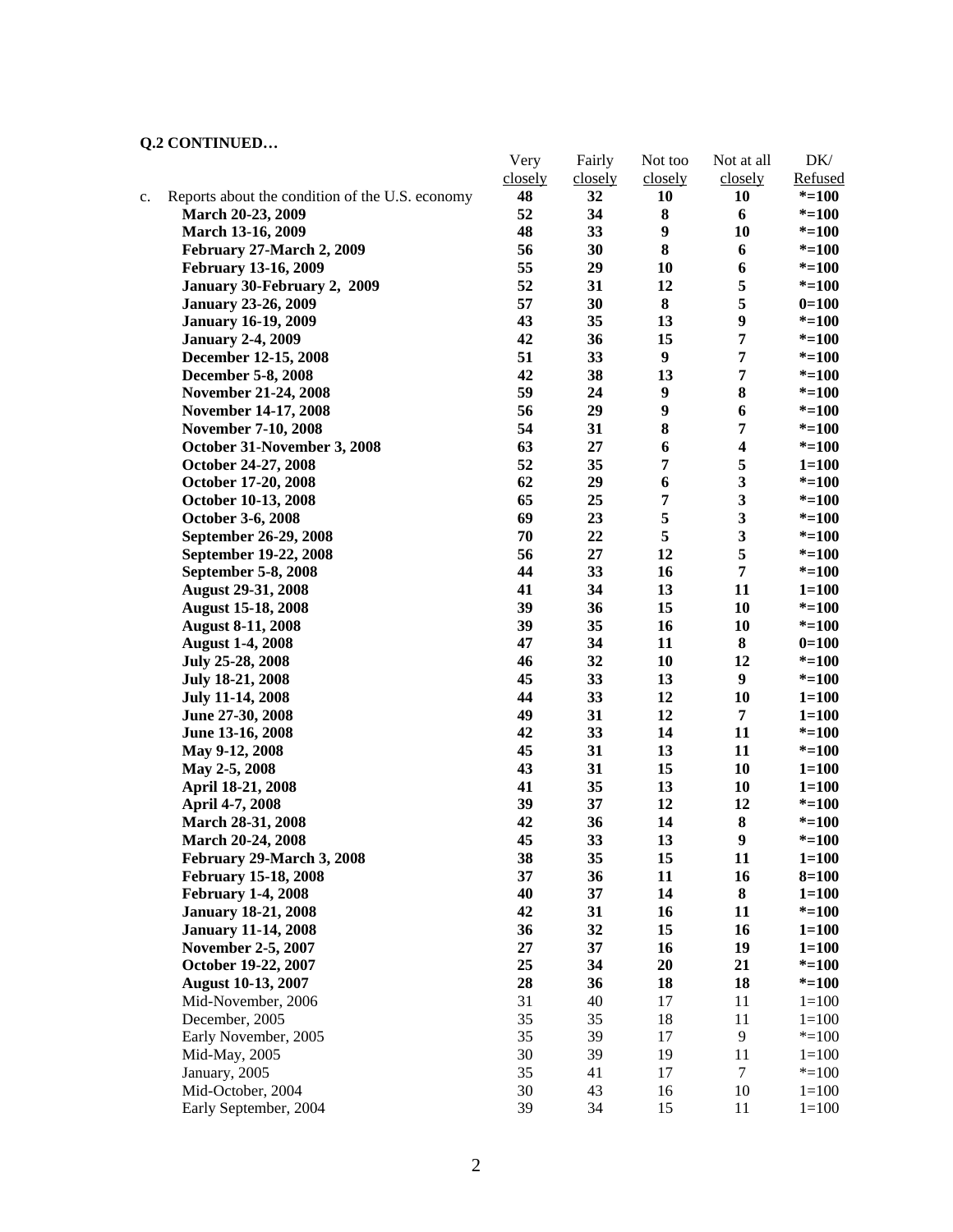**Q.2 CONTINUED…**

| | Very closely | Fairly closely | Not too closely | Not at all closely | DK/ Refused |
|---|---|---|---|---|---|
| c. Reports about the condition of the U.S. economy | **48** | **32** | **10** | **10** | ***=100** |
| **March 20-23, 2009** | **52** | **34** | **8** | **6** | ***=100** |
| **March 13-16, 2009** | **48** | **33** | **9** | **10** | ***=100** |
| **February 27-March 2, 2009** | **56** | **30** | **8** | **6** | ***=100** |
| **February 13-16, 2009** | **55** | **29** | **10** | **6** | ***=100** |
| **January 30-February 2, 2009** | **52** | **31** | **12** | **5** | ***=100** |
| **January 23-26, 2009** | **57** | **30** | **8** | **5** | **0=100** |
| **January 16-19, 2009** | **43** | **35** | **13** | **9** | ***=100** |
| **January 2-4, 2009** | **42** | **36** | **15** | **7** | ***=100** |
| **December 12-15, 2008** | **51** | **33** | **9** | **7** | ***=100** |
| **December 5-8, 2008** | **42** | **38** | **13** | **7** | ***=100** |
| **November 21-24, 2008** | **59** | **24** | **9** | **8** | ***=100** |
| **November 14-17, 2008** | **56** | **29** | **9** | **6** | ***=100** |
| **November 7-10, 2008** | **54** | **31** | **8** | **7** | ***=100** |
| **October 31-November 3, 2008** | **63** | **27** | **6** | **4** | ***=100** |
| **October 24-27, 2008** | **52** | **35** | **7** | **5** | **1=100** |
| **October 17-20, 2008** | **62** | **29** | **6** | **3** | ***=100** |
| **October 10-13, 2008** | **65** | **25** | **7** | **3** | ***=100** |
| **October 3-6, 2008** | **69** | **23** | **5** | **3** | ***=100** |
| **September 26-29, 2008** | **70** | **22** | **5** | **3** | ***=100** |
| **September 19-22, 2008** | **56** | **27** | **12** | **5** | ***=100** |
| **September 5-8, 2008** | **44** | **33** | **16** | **7** | ***=100** |
| **August 29-31, 2008** | **41** | **34** | **13** | **11** | **1=100** |
| **August 15-18, 2008** | **39** | **36** | **15** | **10** | ***=100** |
| **August 8-11, 2008** | **39** | **35** | **16** | **10** | ***=100** |
| **August 1-4, 2008** | **47** | **34** | **11** | **8** | **0=100** |
| **July 25-28, 2008** | **46** | **32** | **10** | **12** | ***=100** |
| **July 18-21, 2008** | **45** | **33** | **13** | **9** | ***=100** |
| **July 11-14, 2008** | **44** | **33** | **12** | **10** | **1=100** |
| **June 27-30, 2008** | **49** | **31** | **12** | **7** | **1=100** |
| **June 13-16, 2008** | **42** | **33** | **14** | **11** | ***=100** |
| **May 9-12, 2008** | **45** | **31** | **13** | **11** | ***=100** |
| **May 2-5, 2008** | **43** | **31** | **15** | **10** | **1=100** |
| **April 18-21, 2008** | **41** | **35** | **13** | **10** | **1=100** |
| **April 4-7, 2008** | **39** | **37** | **12** | **12** | ***=100** |
| **March 28-31, 2008** | **42** | **36** | **14** | **8** | ***=100** |
| **March 20-24, 2008** | **45** | **33** | **13** | **9** | ***=100** |
| **February 29-March 3, 2008** | **38** | **35** | **15** | **11** | **1=100** |
| **February 15-18, 2008** | **37** | **36** | **11** | **16** | **8=100** |
| **February 1-4, 2008** | **40** | **37** | **14** | **8** | **1=100** |
| **January 18-21, 2008** | **42** | **31** | **16** | **11** | ***=100** |
| **January 11-14, 2008** | **36** | **32** | **15** | **16** | **1=100** |
| **November 2-5, 2007** | **27** | **37** | **16** | **19** | **1=100** |
| **October 19-22, 2007** | **25** | **34** | **20** | **21** | ***=100** |
| **August 10-13, 2007** | **28** | **36** | **18** | **18** | ***=100** |
| Mid-November, 2006 | 31 | 40 | 17 | 11 | 1=100 |
| December, 2005 | 35 | 35 | 18 | 11 | 1=100 |
| Early November, 2005 | 35 | 39 | 17 | 9 | *=100 |
| Mid-May, 2005 | 30 | 39 | 19 | 11 | 1=100 |
| January, 2005 | 35 | 41 | 17 | 7 | *=100 |
| Mid-October, 2004 | 30 | 43 | 16 | 10 | 1=100 |
| Early September, 2004 | 39 | 34 | 15 | 11 | 1=100 |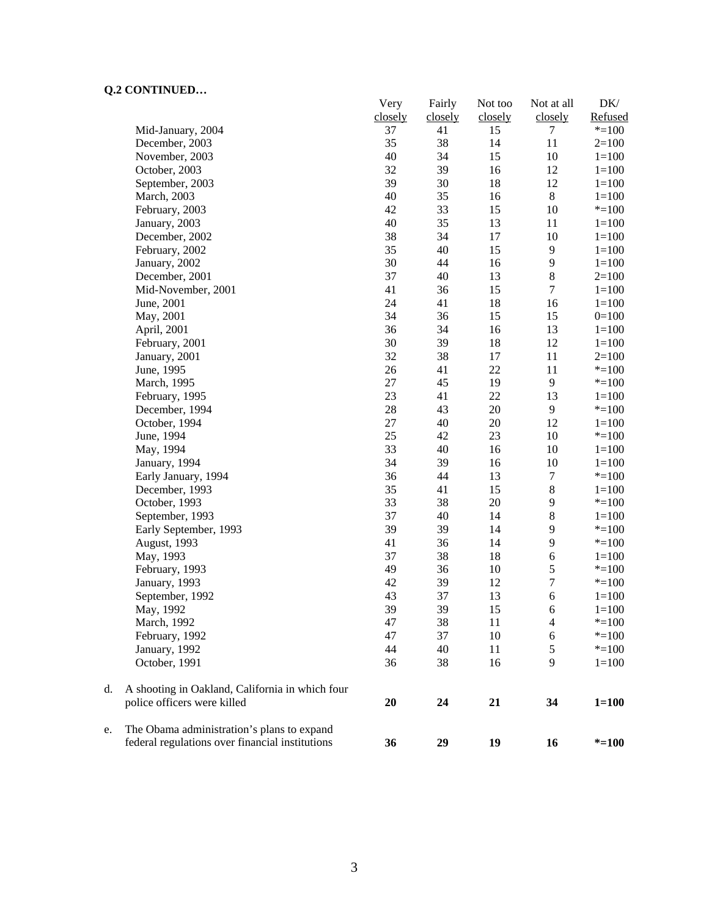**Q.2 CONTINUED…**

| | Very closely | Fairly closely | Not too closely | Not at all closely | DK/ Refused |
|---|---|---|---|---|---|
| Mid-January, 2004 | 37 | 41 | 15 | 7 | *=100 |
| December, 2003 | 35 | 38 | 14 | 11 | 2=100 |
| November, 2003 | 40 | 34 | 15 | 10 | 1=100 |
| October, 2003 | 32 | 39 | 16 | 12 | 1=100 |
| September, 2003 | 39 | 30 | 18 | 12 | 1=100 |
| March, 2003 | 40 | 35 | 16 | 8 | 1=100 |
| February, 2003 | 42 | 33 | 15 | 10 | *=100 |
| January, 2003 | 40 | 35 | 13 | 11 | 1=100 |
| December, 2002 | 38 | 34 | 17 | 10 | 1=100 |
| February, 2002 | 35 | 40 | 15 | 9 | 1=100 |
| January, 2002 | 30 | 44 | 16 | 9 | 1=100 |
| December, 2001 | 37 | 40 | 13 | 8 | 2=100 |
| Mid-November, 2001 | 41 | 36 | 15 | 7 | 1=100 |
| June, 2001 | 24 | 41 | 18 | 16 | 1=100 |
| May, 2001 | 34 | 36 | 15 | 15 | 0=100 |
| April, 2001 | 36 | 34 | 16 | 13 | 1=100 |
| February, 2001 | 30 | 39 | 18 | 12 | 1=100 |
| January, 2001 | 32 | 38 | 17 | 11 | 2=100 |
| June, 1995 | 26 | 41 | 22 | 11 | *=100 |
| March, 1995 | 27 | 45 | 19 | 9 | *=100 |
| February, 1995 | 23 | 41 | 22 | 13 | 1=100 |
| December, 1994 | 28 | 43 | 20 | 9 | *=100 |
| October, 1994 | 27 | 40 | 20 | 12 | 1=100 |
| June, 1994 | 25 | 42 | 23 | 10 | *=100 |
| May, 1994 | 33 | 40 | 16 | 10 | 1=100 |
| January, 1994 | 34 | 39 | 16 | 10 | 1=100 |
| Early January, 1994 | 36 | 44 | 13 | 7 | *=100 |
| December, 1993 | 35 | 41 | 15 | 8 | 1=100 |
| October, 1993 | 33 | 38 | 20 | 9 | *=100 |
| September, 1993 | 37 | 40 | 14 | 8 | 1=100 |
| Early September, 1993 | 39 | 39 | 14 | 9 | *=100 |
| August, 1993 | 41 | 36 | 14 | 9 | *=100 |
| May, 1993 | 37 | 38 | 18 | 6 | 1=100 |
| February, 1993 | 49 | 36 | 10 | 5 | *=100 |
| January, 1993 | 42 | 39 | 12 | 7 | *=100 |
| September, 1992 | 43 | 37 | 13 | 6 | 1=100 |
| May, 1992 | 39 | 39 | 15 | 6 | 1=100 |
| March, 1992 | 47 | 38 | 11 | 4 | *=100 |
| February, 1992 | 47 | 37 | 10 | 6 | *=100 |
| January, 1992 | 44 | 40 | 11 | 5 | *=100 |
| October, 1991 | 36 | 38 | 16 | 9 | 1=100 |
| d. A shooting in Oakland, California in which four police officers were killed | **20** | **24** | **21** | **34** | **1=100** |
| e. The Obama administration's plans to expand federal regulations over financial institutions | **36** | **29** | **19** | **16** | ***=100** |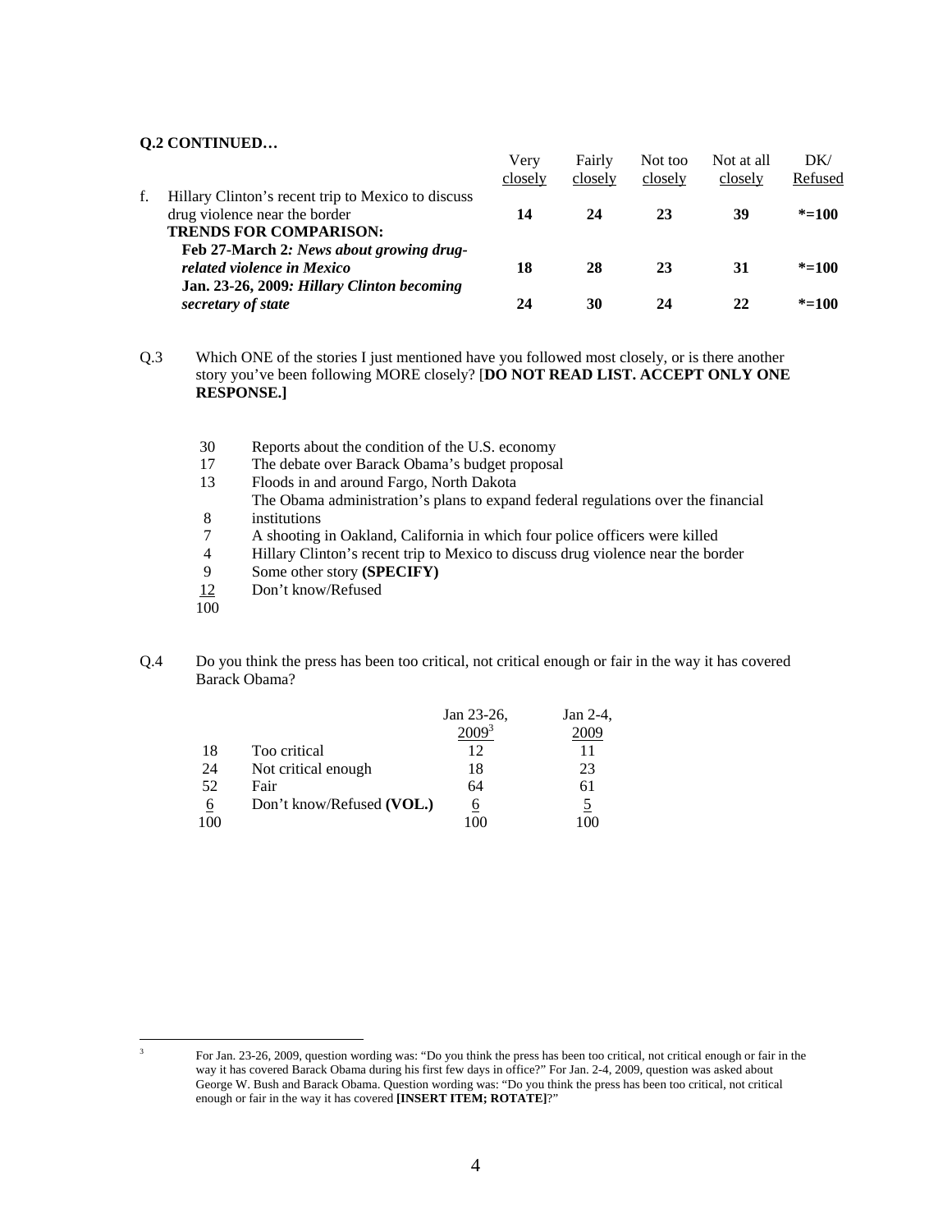**Q.2 CONTINUED…**

| | Very closely | Fairly closely | Not too closely | Not at all closely | DK/ Refused |
|---|---|---|---|---|---|
| f. Hillary Clinton's recent trip to Mexico to discuss drug violence near the border | **14** | **24** | **23** | **39** | ***=100** |
| **TRENDS FOR COMPARISON:** | | | | | |
| **Feb 27-March 2:** ***News about growing drug-related violence in Mexico*** | **18** | **28** | **23** | **31** | ***=100** |
| **Jan. 23-26, 2009:** ***Hillary Clinton becoming secretary of state*** | **24** | **30** | **24** | **22** | ***=100** |

Q.3 Which ONE of the stories I just mentioned have you followed most closely, or is there another story you've been following MORE closely? [**DO NOT READ LIST. ACCEPT ONLY ONE RESPONSE.]**

| | |
|---|---|
| 30 | Reports about the condition of the U.S. economy |
| 17 | The debate over Barack Obama's budget proposal |
| 13 | Floods in and around Fargo, North Dakota |
| 8 | The Obama administration's plans to expand federal regulations over the financial institutions |
| 7 | A shooting in Oakland, California in which four police officers were killed |
| 4 | Hillary Clinton's recent trip to Mexico to discuss drug violence near the border |
| 9 | Some other story **(SPECIFY)** |
| 12 | Don't know/Refused |
| 100 | |

Q.4 Do you think the press has been too critical, not critical enough or fair in the way it has covered Barack Obama?

| | | Jan 23-26, 2009[3] | Jan 2-4, 2009 |
|---|---|---|---|
| 18 | Too critical | 12 | 11 |
| 24 | Not critical enough | 18 | 23 |
| 52 | Fair | 64 | 61 |
| 6 | Don't know/Refused **(VOL.)** | 6 | 5 |
| 100 | | 100 | 100 |

[3] For Jan. 23-26, 2009, question wording was: "Do you think the press has been too critical, not critical enough or fair in the way it has covered Barack Obama during his first few days in office?" For Jan. 2-4, 2009, question was asked about George W. Bush and Barack Obama. Question wording was: "Do you think the press has been too critical, not critical enough or fair in the way it has covered **[INSERT ITEM; ROTATE]**?"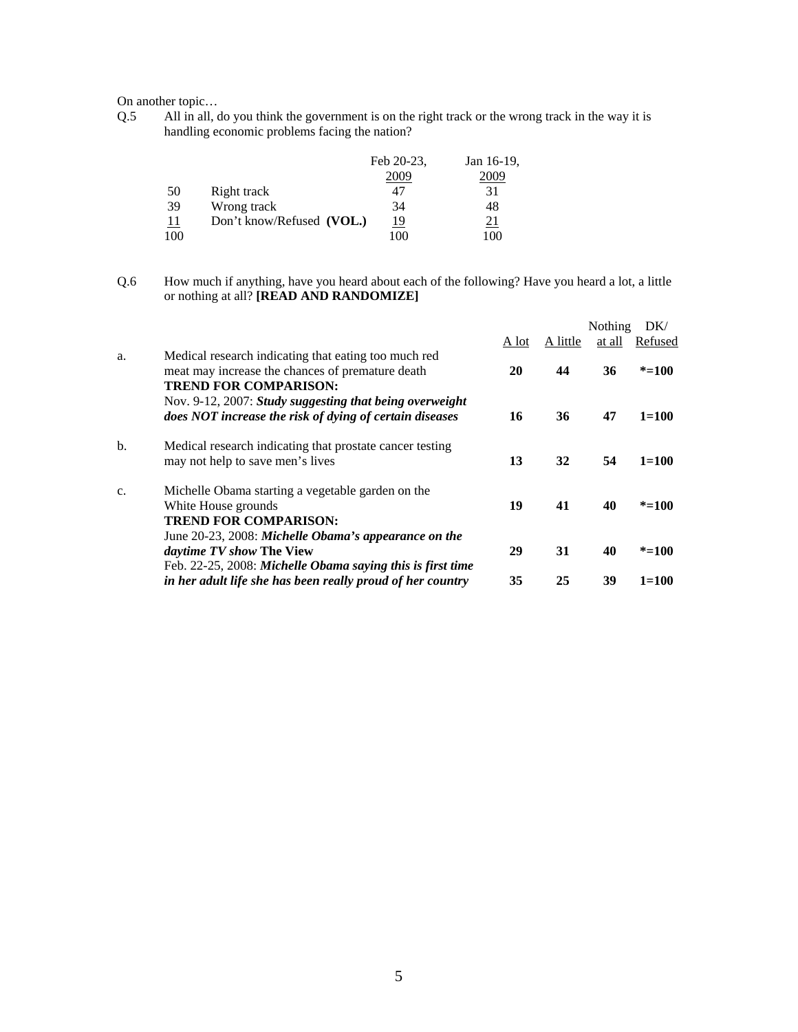On another topic…

Q.5 All in all, do you think the government is on the right track or the wrong track in the way it is handling economic problems facing the nation?

| | | Feb 20-23, 2009 | Jan 16-19, 2009 |
|---|---|---|---|
| 50 | Right track | 47 | 31 |
| 39 | Wrong track | 34 | 48 |
| 11 | Don't know/Refused **(VOL.)** | 19 | 21 |
| 100 | | 100 | 100 |

Q.6 How much if anything, have you heard about each of the following? Have you heard a lot, a little or nothing at all? **[READ AND RANDOMIZE]**

| | | A lot | A little | Nothing at all | DK/ Refused |
|---|---|---|---|---|---|
| a. | Medical research indicating that eating too much red meat may increase the chances of premature death | **20** | **44** | **36** | ***=100** |
| | **TREND FOR COMPARISON:** | | | | |
| | Nov. 9-12, 2007: ***Study suggesting that being overweight does NOT increase the risk of dying of certain diseases*** | **16** | **36** | **47** | **1=100** |
| b. | Medical research indicating that prostate cancer testing may not help to save men's lives | **13** | **32** | **54** | **1=100** |
| c. | Michelle Obama starting a vegetable garden on the White House grounds | **19** | **41** | **40** | ***=100** |
| | **TREND FOR COMPARISON:** | | | | |
| | June 20-23, 2008: ***Michelle Obama's appearance on the daytime TV show* The View** | **29** | **31** | **40** | ***=100** |
| | Feb. 22-25, 2008: ***Michelle Obama saying this is first time in her adult life she has been really proud of her country*** | **35** | **25** | **39** | **1=100** |